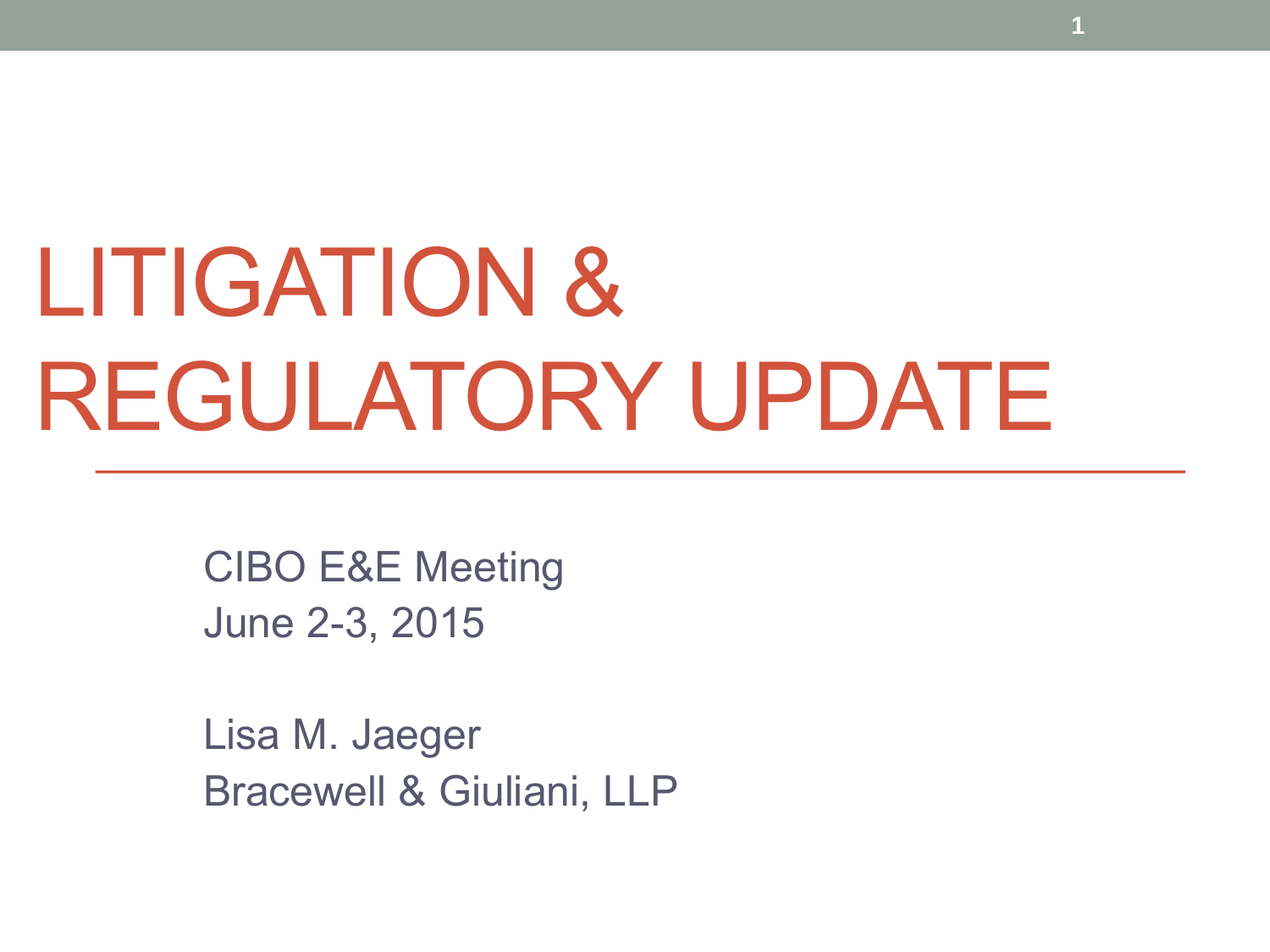# LITIGATION & REGULATORY UPDATE

CIBO E&E Meeting
June 2-3, 2015

Lisa M. Jaeger
Bracewell & Giuliani, LLP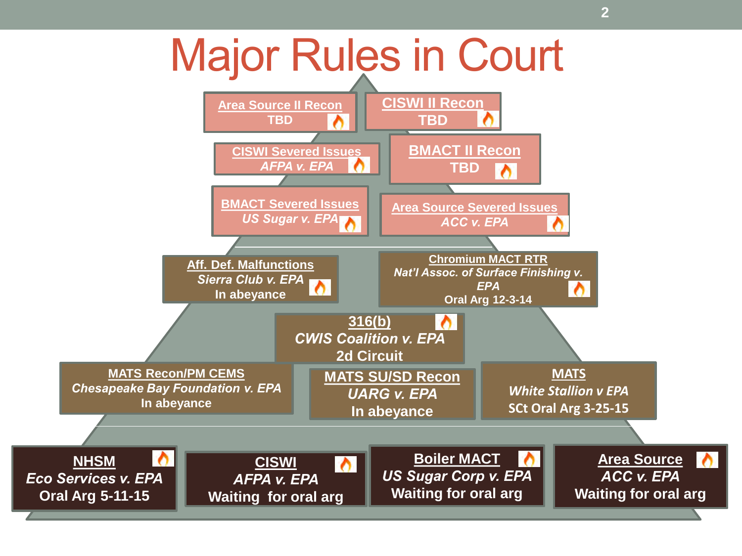# Major Rules in Court

**Area Source II Recon**
TBD

**CISWI II Recon**
TBD

**CISWI Severed Issues**
*AFPA v. EPA*

**BMACT II Recon**
TBD

**BMACT Severed Issues**
*US Sugar v. EPA*

**Area Source Severed Issues**
*ACC v. EPA*

**Aff. Def. Malfunctions**
*Sierra Club v. EPA*
In abeyance

**Chromium MACT RTR**
*Nat'l Assoc. of Surface Finishing v. EPA*
Oral Arg 12-3-14

**316(b)**
*CWIS Coalition v. EPA*
2d Circuit

**MATS Recon/PM CEMS**
*Chesapeake Bay Foundation v. EPA*
In abeyance

**MATS SU/SD Recon**
*UARG v. EPA*
In abeyance

**MATS**
*White Stallion v EPA*
SCt Oral Arg 3-25-15

**NHSM**
*Eco Services v. EPA*
Oral Arg 5-11-15

**CISWI**
*AFPA v. EPA*
Waiting for oral arg

**Boiler MACT**
*US Sugar Corp v. EPA*
Waiting for oral arg

**Area Source**
*ACC v. EPA*
Waiting for oral arg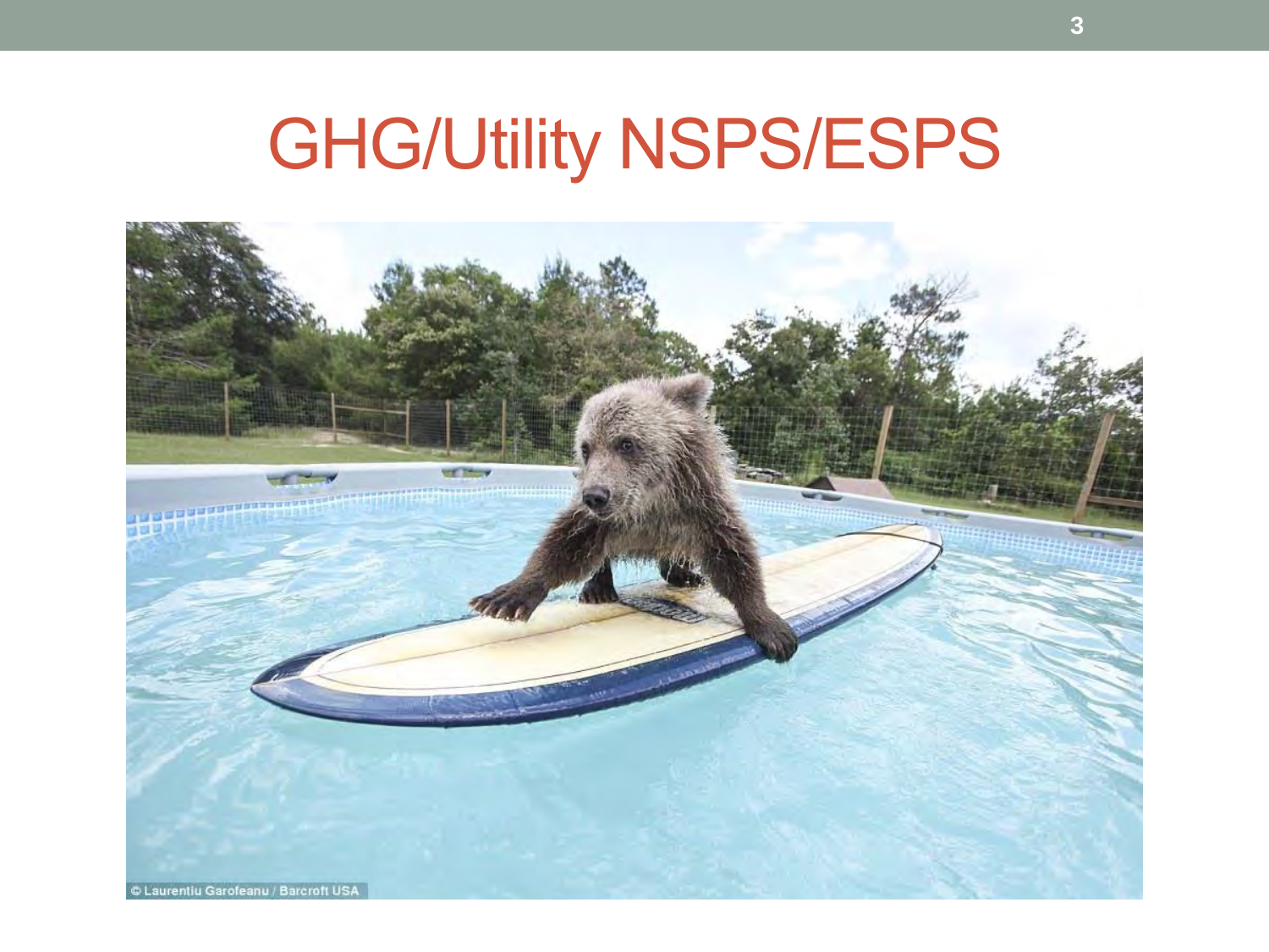# GHG/Utility NSPS/ESPS

© Laurentiu Garofeanu / Barcroft USA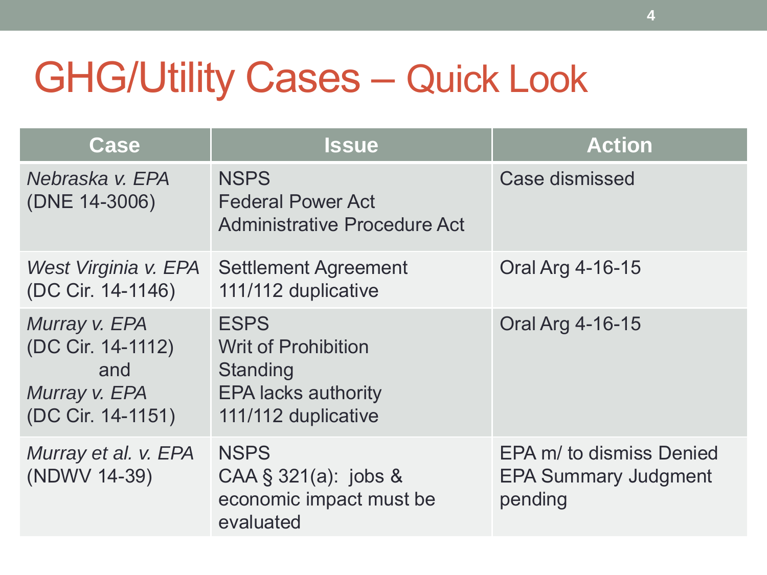# GHG/Utility Cases – Quick Look

| Case | Issue | Action |
|---|---|---|
| *Nebraska v. EPA* (DNE 14-3006) | NSPS<br>Federal Power Act<br>Administrative Procedure Act | Case dismissed |
| *West Virginia v. EPA* (DC Cir. 14-1146) | Settlement Agreement<br>111/112 duplicative | Oral Arg 4-16-15 |
| *Murray v. EPA* (DC Cir. 14-1112) and *Murray v. EPA* (DC Cir. 14-1151) | ESPS<br>Writ of Prohibition<br>Standing<br>EPA lacks authority<br>111/112 duplicative | Oral Arg 4-16-15 |
| *Murray et al. v. EPA* (NDWV 14-39) | NSPS<br>CAA § 321(a): jobs & economic impact must be evaluated | EPA m/ to dismiss Denied<br>EPA Summary Judgment pending |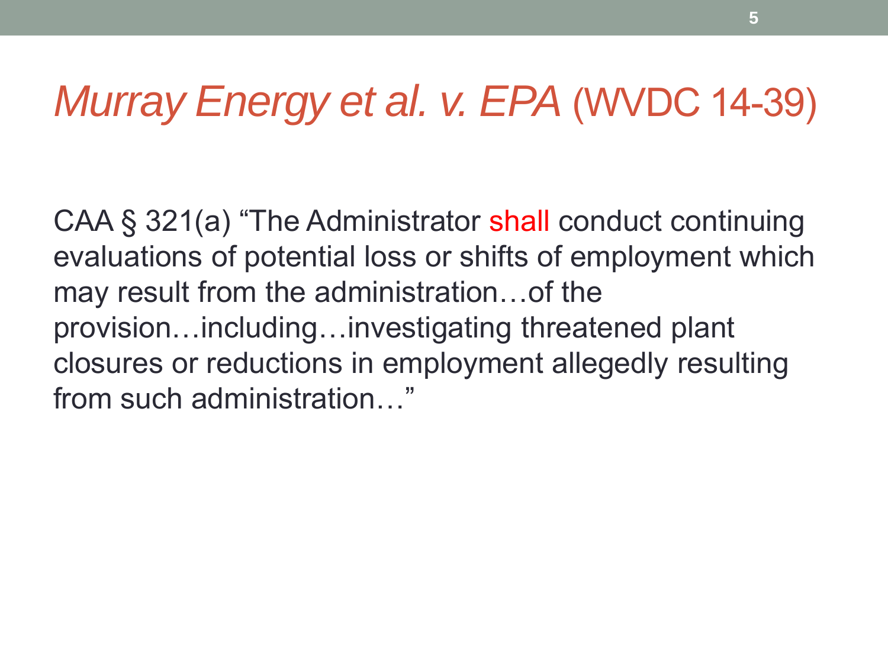# *Murray Energy et al. v. EPA* (WVDC 14-39)

CAA § 321(a) “The Administrator shall conduct continuing evaluations of potential loss or shifts of employment which may result from the administration…of the provision…including…investigating threatened plant closures or reductions in employment allegedly resulting from such administration…”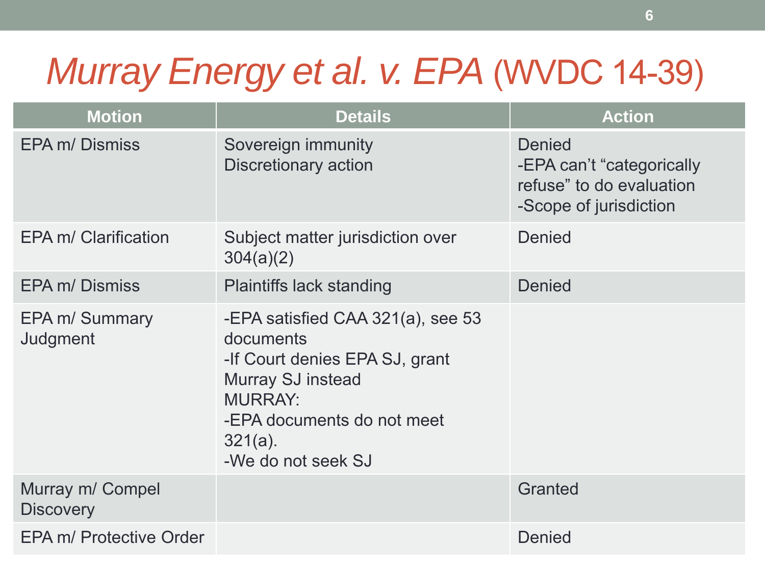# *Murray Energy et al. v. EPA* (WVDC 14-39)

| Motion | Details | Action |
|---|---|---|
| EPA m/ Dismiss | Sovereign immunity<br>Discretionary action | Denied<br>-EPA can't "categorically refuse" to do evaluation<br>-Scope of jurisdiction |
| EPA m/ Clarification | Subject matter jurisdiction over 304(a)(2) | Denied |
| EPA m/ Dismiss | Plaintiffs lack standing | Denied |
| EPA m/ Summary Judgment | -EPA satisfied CAA 321(a), see 53 documents<br>-If Court denies EPA SJ, grant Murray SJ instead<br>MURRAY:<br>-EPA documents do not meet 321(a).<br>-We do not seek SJ | |
| Murray m/ Compel Discovery | | Granted |
| EPA m/ Protective Order | | Denied |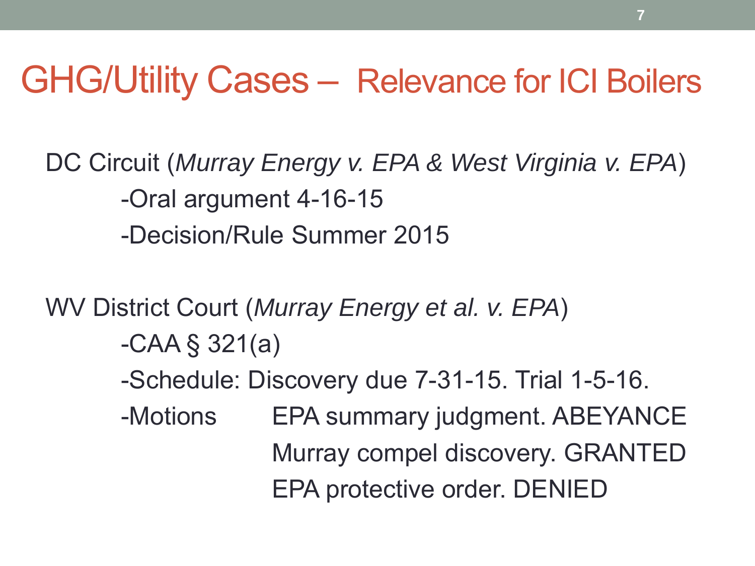# GHG/Utility Cases – Relevance for ICI Boilers

DC Circuit (*Murray Energy v. EPA & West Virginia v. EPA*)

- -Oral argument 4-16-15
- -Decision/Rule Summer 2015

WV District Court (*Murray Energy et al. v. EPA*)

- -CAA § 321(a)
- -Schedule: Discovery due 7-31-15. Trial 1-5-16.
- -Motions
  - EPA summary judgment. ABEYANCE
  - Murray compel discovery. GRANTED
  - EPA protective order. DENIED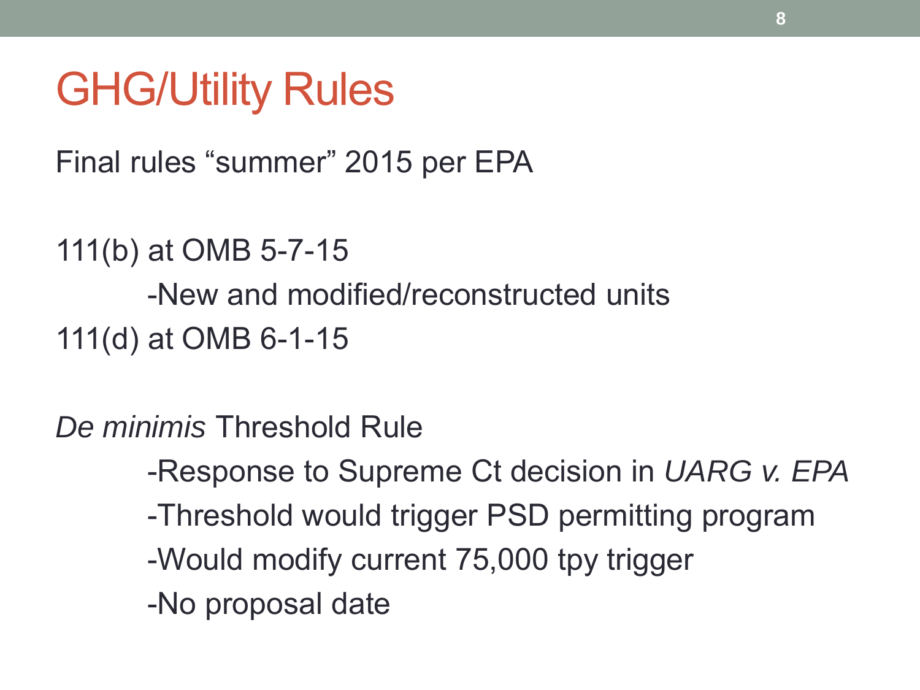# GHG/Utility Rules

Final rules “summer” 2015 per EPA

111(b) at OMB 5-7-15

- New and modified/reconstructed units

111(d) at OMB 6-1-15

*De minimis* Threshold Rule

- Response to Supreme Ct decision in *UARG v. EPA*
- Threshold would trigger PSD permitting program
- Would modify current 75,000 tpy trigger
- No proposal date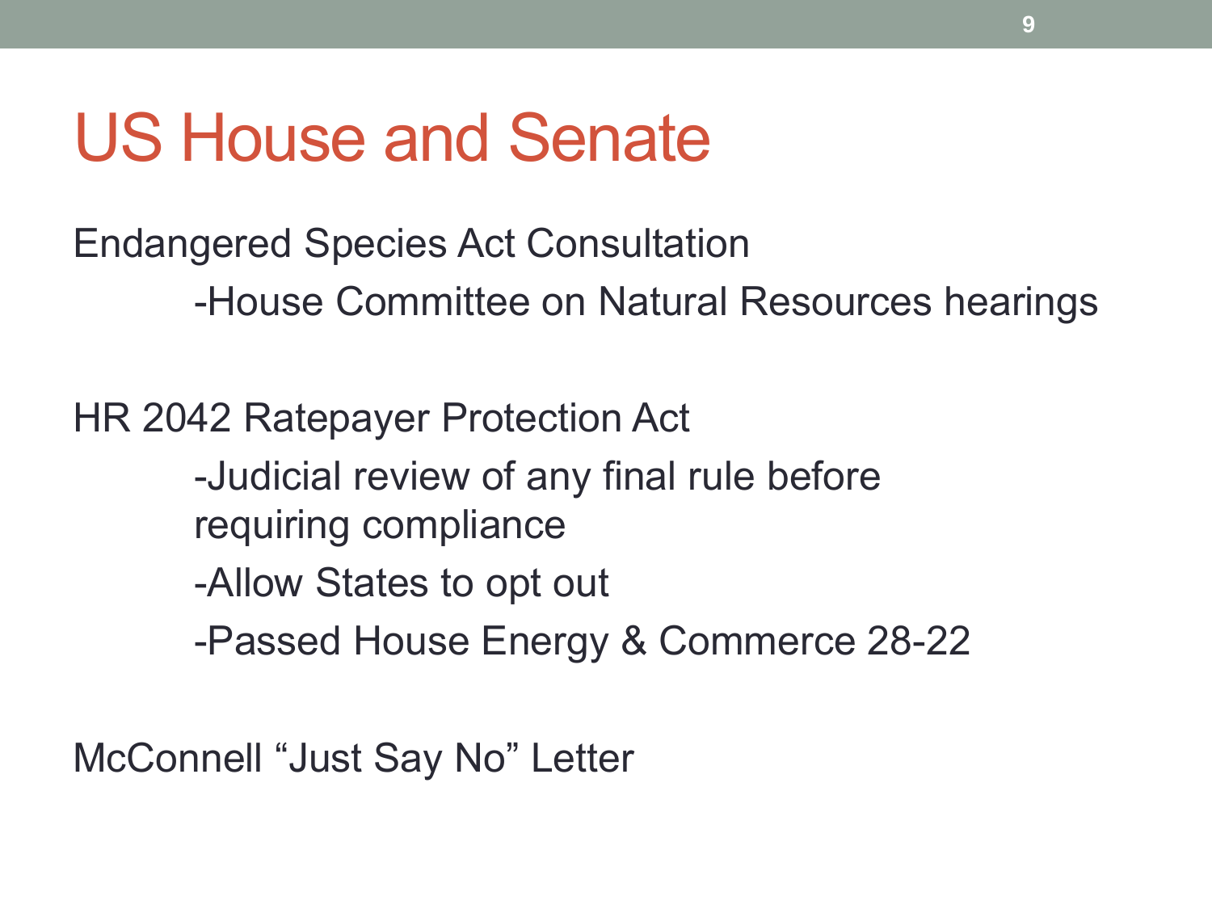# US House and Senate

Endangered Species Act Consultation

- House Committee on Natural Resources hearings

HR 2042 Ratepayer Protection Act

- Judicial review of any final rule before requiring compliance
- Allow States to opt out
- Passed House Energy & Commerce 28-22

McConnell "Just Say No" Letter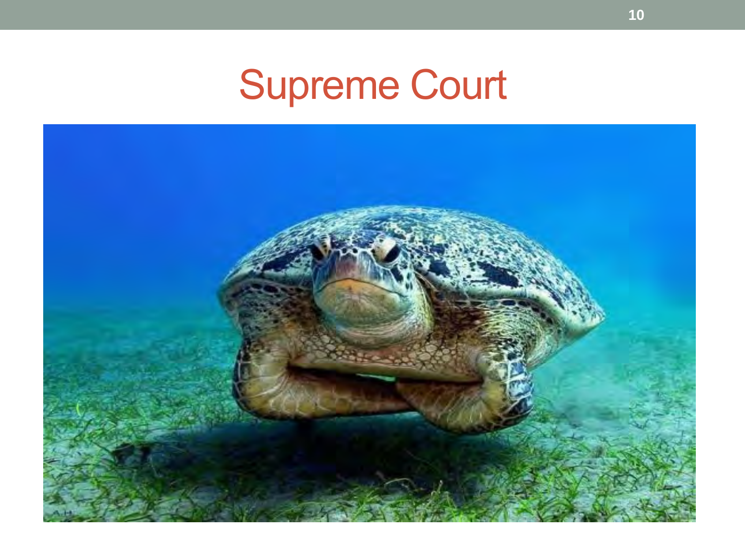# Supreme Court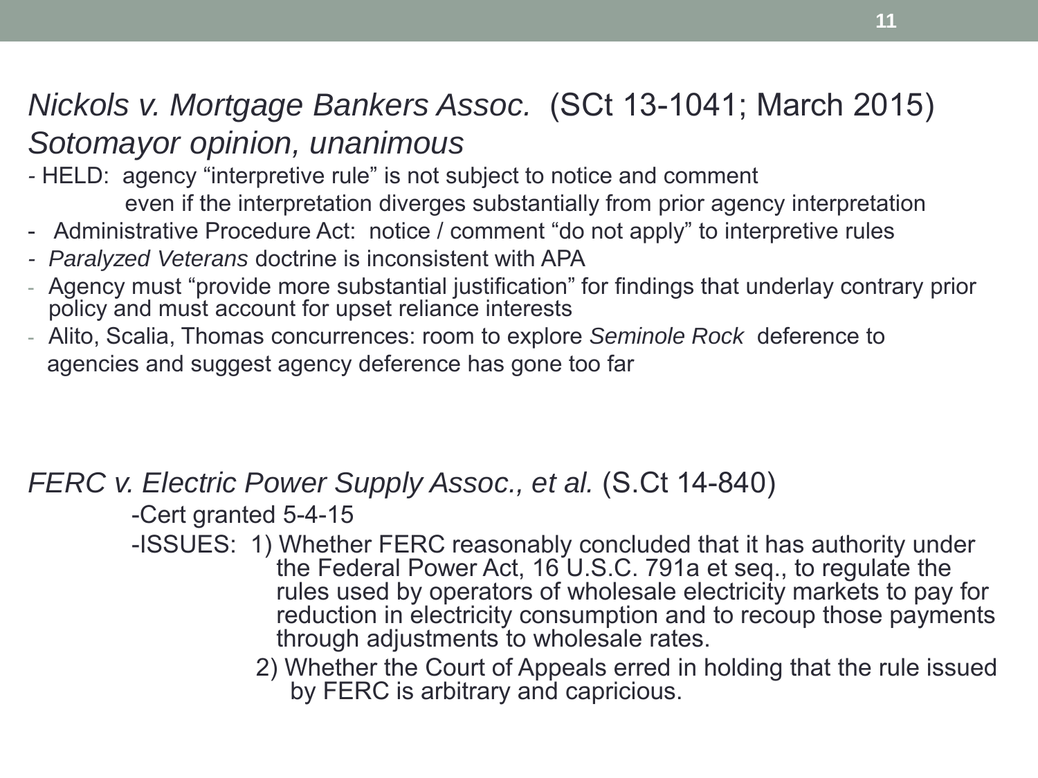## *Nickols v. Mortgage Bankers Assoc.* (SCt 13-1041; March 2015) *Sotomayor opinion, unanimous*

- HELD: agency "interpretive rule" is not subject to notice and comment even if the interpretation diverges substantially from prior agency interpretation
- Administrative Procedure Act: notice / comment "do not apply" to interpretive rules
- *Paralyzed Veterans* doctrine is inconsistent with APA
- Agency must "provide more substantial justification" for findings that underlay contrary prior policy and must account for upset reliance interests
- Alito, Scalia, Thomas concurrences: room to explore *Seminole Rock* deference to agencies and suggest agency deference has gone too far

## *FERC v. Electric Power Supply Assoc., et al.* (S.Ct 14-840)

- Cert granted 5-4-15
- ISSUES:
  1. Whether FERC reasonably concluded that it has authority under the Federal Power Act, 16 U.S.C. 791a et seq., to regulate the rules used by operators of wholesale electricity markets to pay for reduction in electricity consumption and to recoup those payments through adjustments to wholesale rates.
  2. Whether the Court of Appeals erred in holding that the rule issued by FERC is arbitrary and capricious.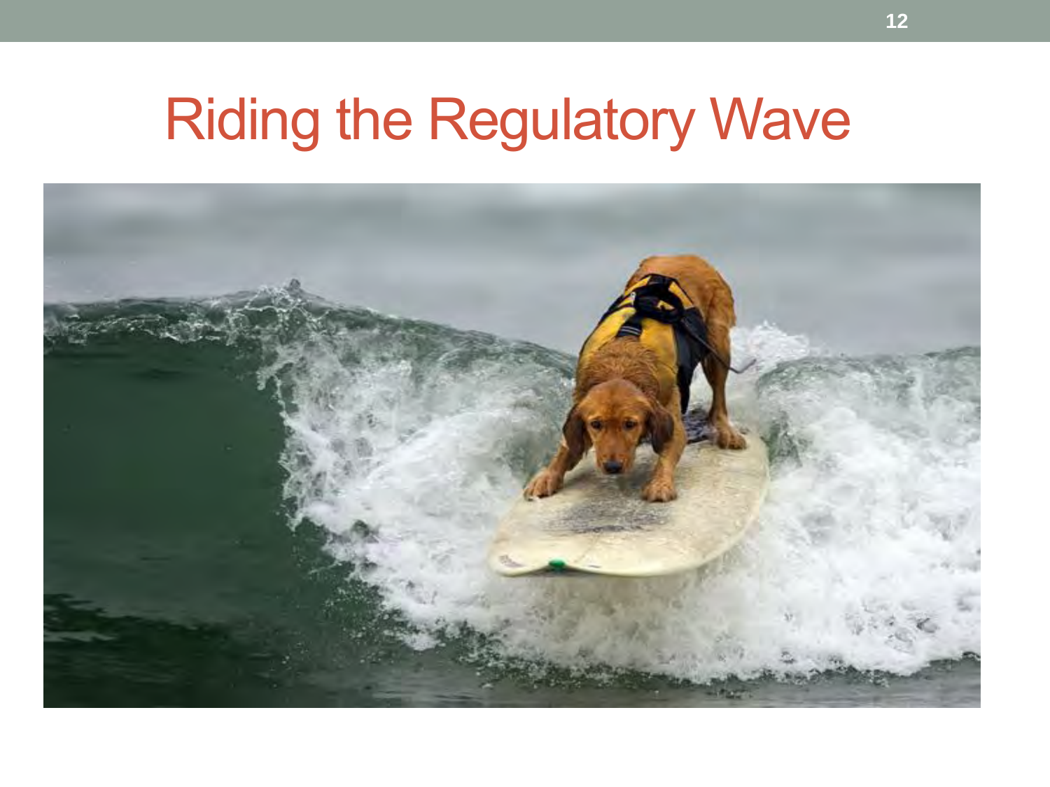# Riding the Regulatory Wave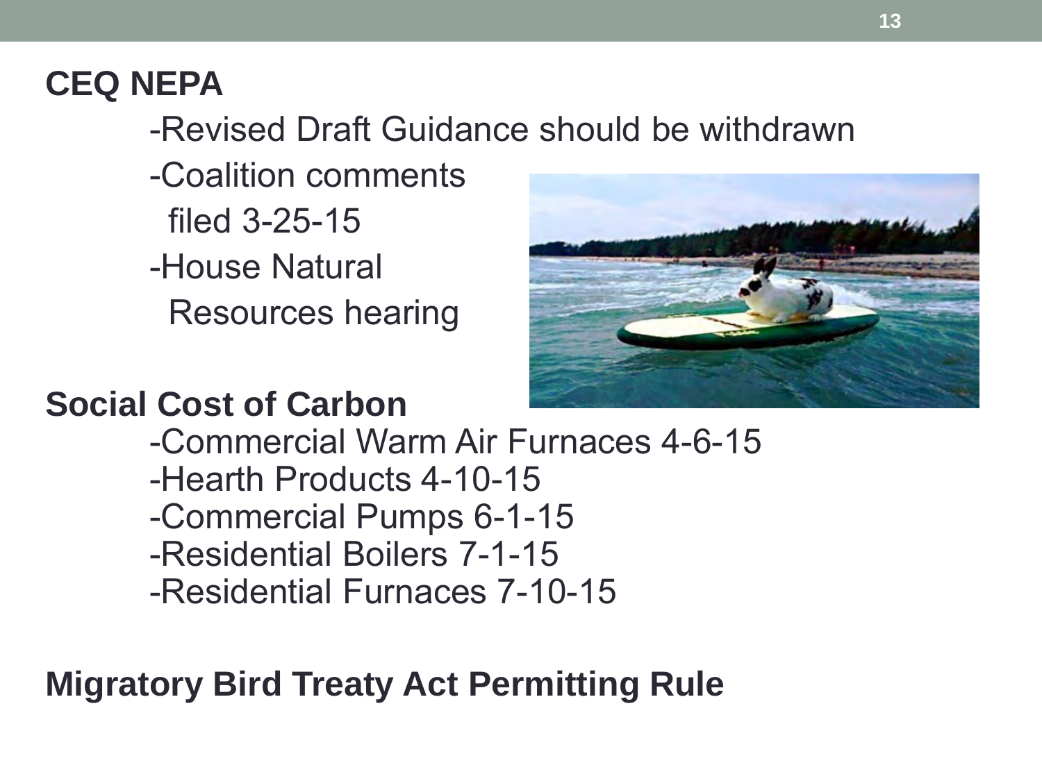**CEQ NEPA**

- Revised Draft Guidance should be withdrawn
- Coalition comments filed 3-25-15
- House Natural Resources hearing

**Social Cost of Carbon**

- Commercial Warm Air Furnaces 4-6-15
- Hearth Products 4-10-15
- Commercial Pumps 6-1-15
- Residential Boilers 7-1-15
- Residential Furnaces 7-10-15

**Migratory Bird Treaty Act Permitting Rule**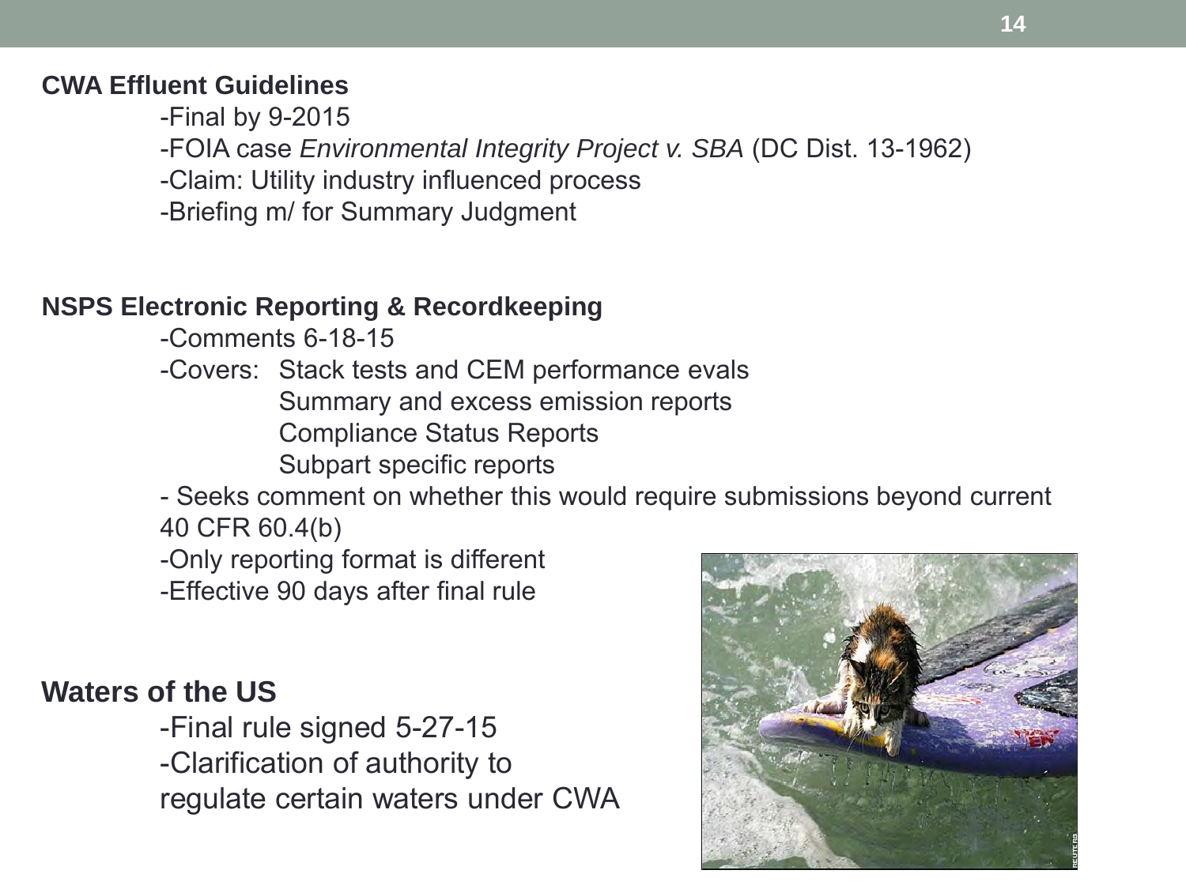### CWA Effluent Guidelines

- Final by 9-2015
- FOIA case *Environmental Integrity Project v. SBA* (DC Dist. 13-1962)
- Claim: Utility industry influenced process
- Briefing m/ for Summary Judgment

### NSPS Electronic Reporting & Recordkeeping

- Comments 6-18-15
- Covers: Stack tests and CEM performance evals
  - Summary and excess emission reports
  - Compliance Status Reports
  - Subpart specific reports
- Seeks comment on whether this would require submissions beyond current 40 CFR 60.4(b)
- Only reporting format is different
- Effective 90 days after final rule

### Waters of the US

- Final rule signed 5-27-15
- Clarification of authority to regulate certain waters under CWA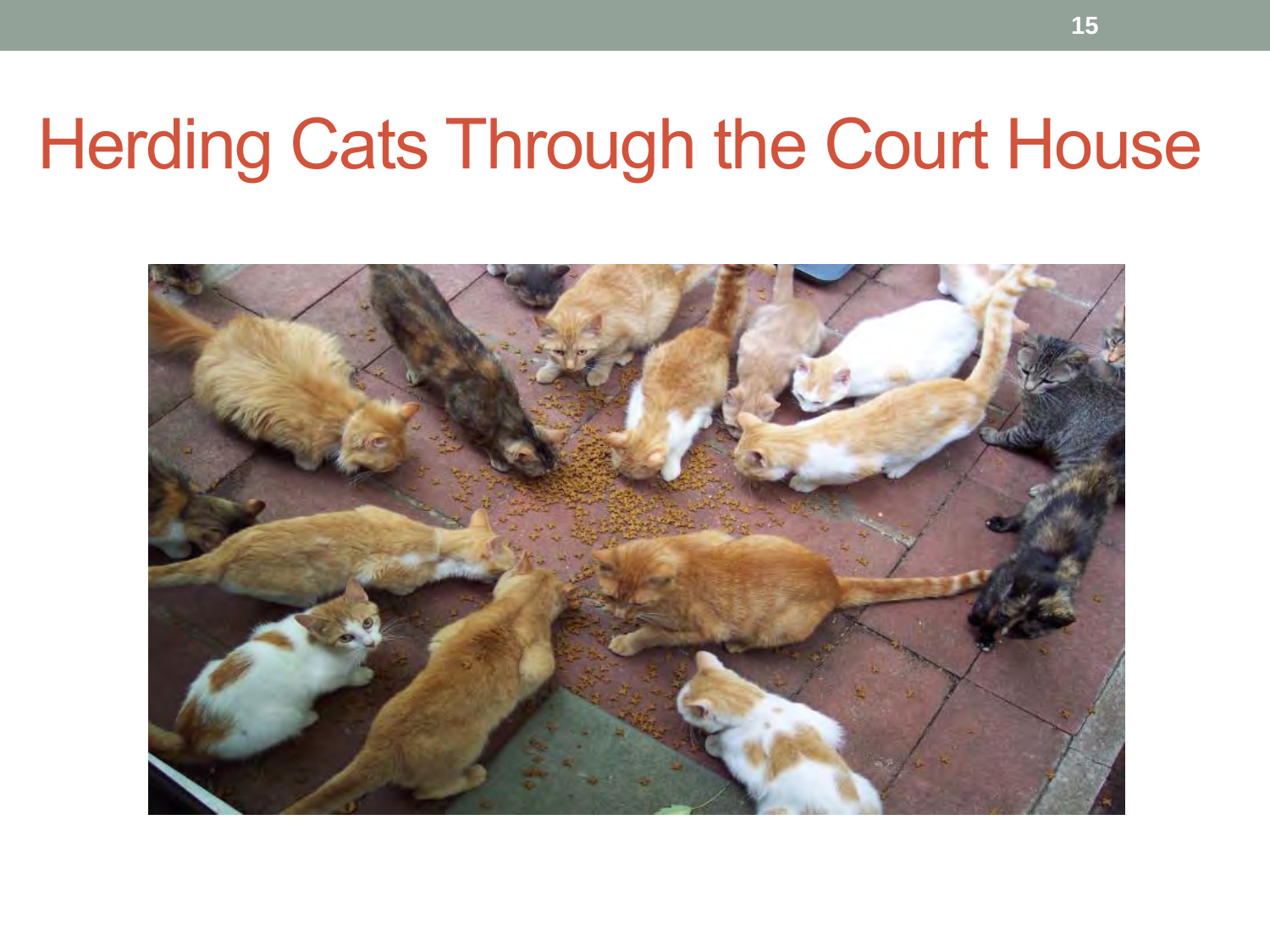# Herding Cats Through the Court House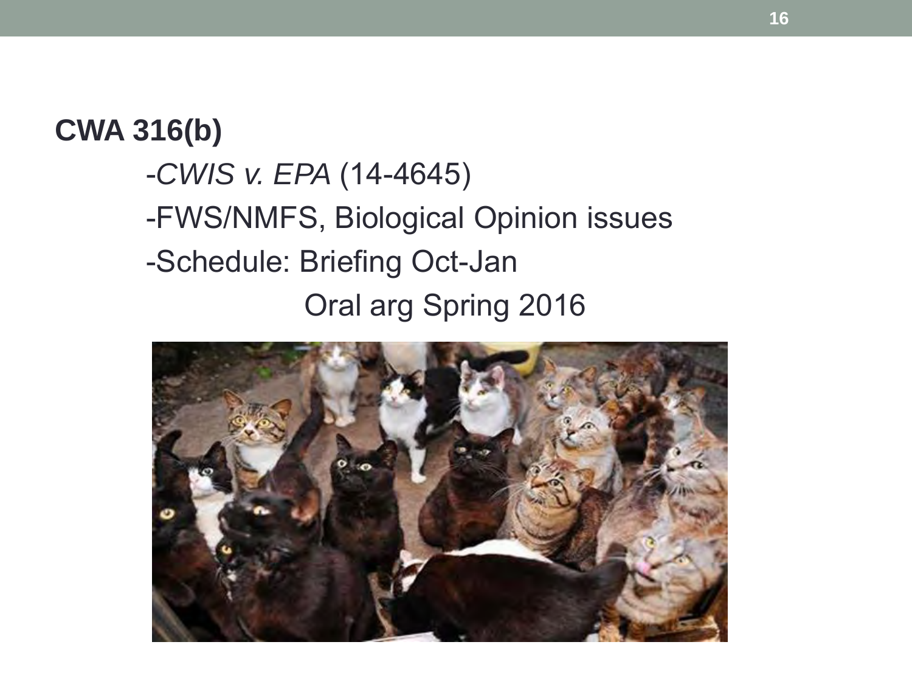**CWA 316(b)**

- *CWIS v. EPA* (14-4645)
- FWS/NMFS, Biological Opinion issues
- Schedule: Briefing Oct-Jan
  Oral arg Spring 2016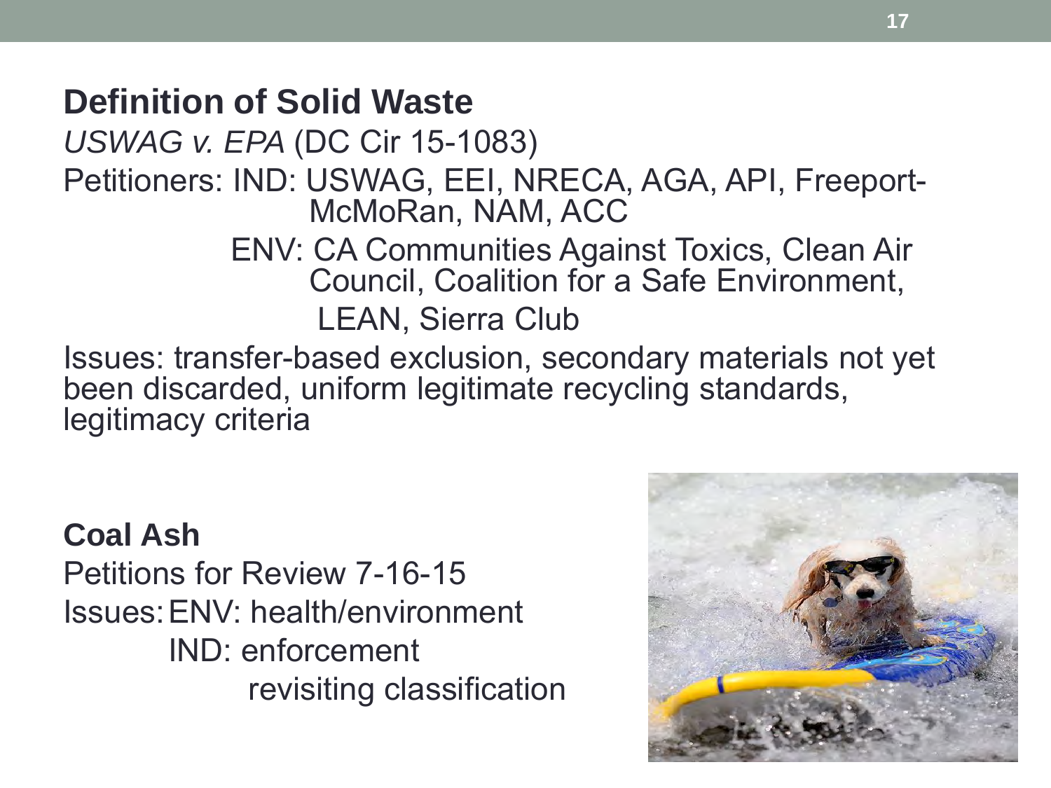## Definition of Solid Waste

*USWAG v. EPA* (DC Cir 15-1083)

Petitioners: IND: USWAG, EEI, NRECA, AGA, API, Freeport-McMoRan, NAM, ACC

ENV: CA Communities Against Toxics, Clean Air Council, Coalition for a Safe Environment, LEAN, Sierra Club

Issues: transfer-based exclusion, secondary materials not yet been discarded, uniform legitimate recycling standards, legitimacy criteria

## Coal Ash

Petitions for Review 7-16-15

Issues: ENV: health/environment

IND: enforcement

revisiting classification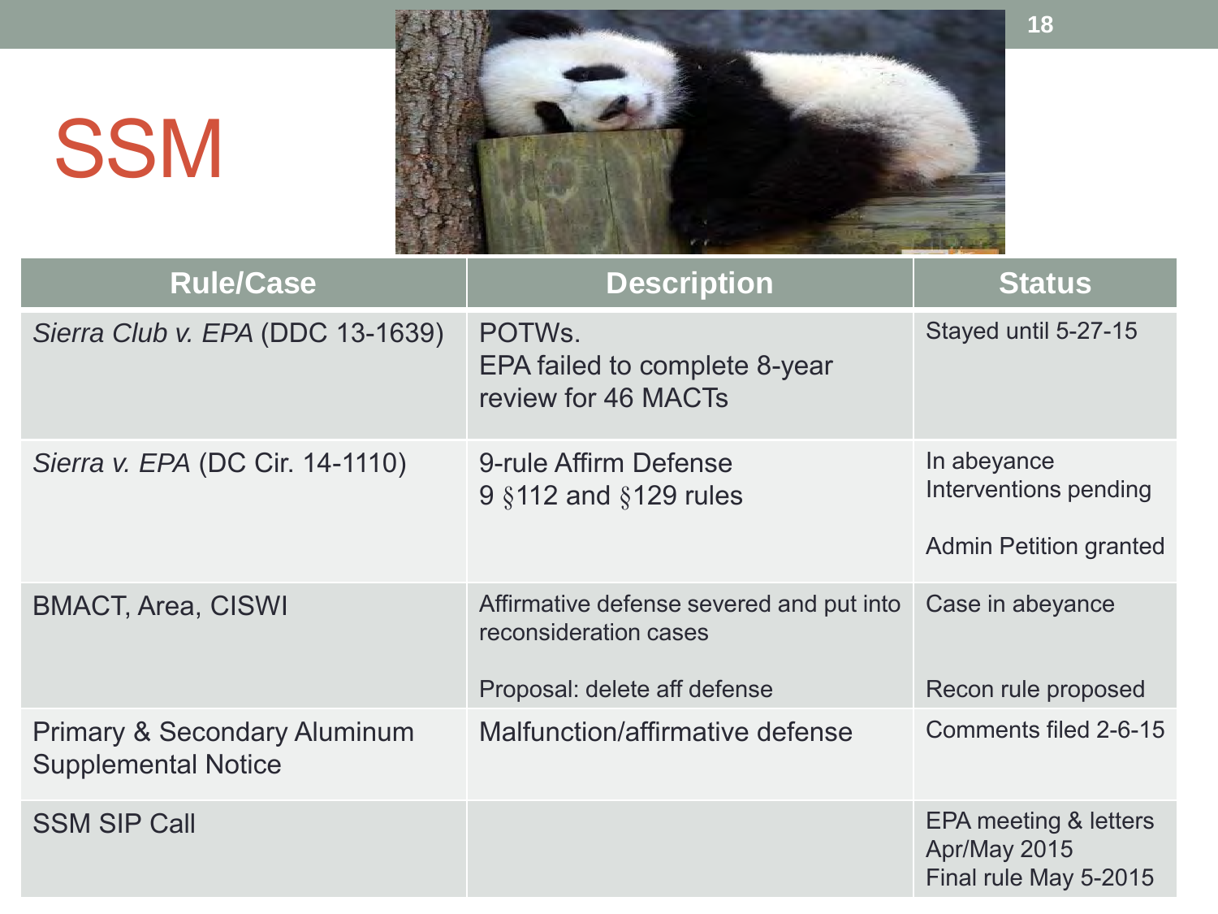# SSM

| Rule/Case | Description | Status |
|---|---|---|
| *Sierra Club v. EPA* (DDC 13-1639) | POTWs.<br>EPA failed to complete 8-year review for 46 MACTs | Stayed until 5-27-15 |
| *Sierra v. EPA* (DC Cir. 14-1110) | 9-rule Affirm Defense<br>9 §112 and §129 rules | In abeyance<br>Interventions pending<br><br>Admin Petition granted |
| BMACT, Area, CISWI | Affirmative defense severed and put into reconsideration cases<br><br>Proposal: delete aff defense | Case in abeyance<br><br>Recon rule proposed |
| Primary & Secondary Aluminum Supplemental Notice | Malfunction/affirmative defense | Comments filed 2-6-15 |
| SSM SIP Call | | EPA meeting & letters Apr/May 2015<br>Final rule May 5-2015 |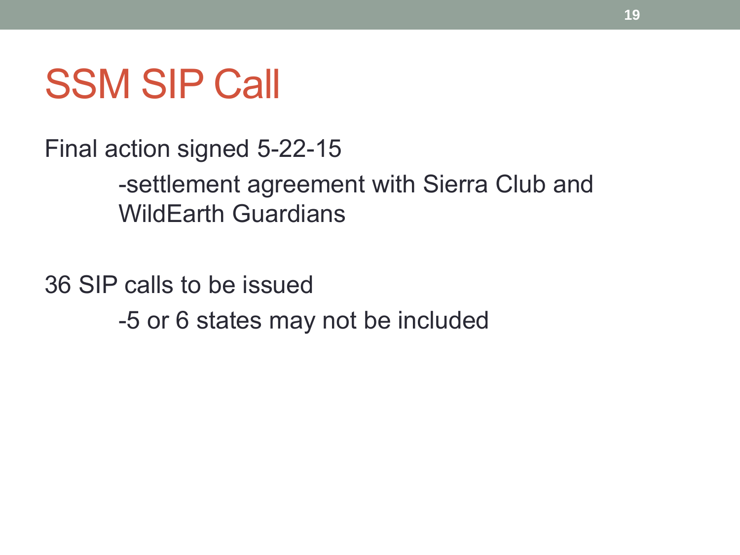# SSM SIP Call

Final action signed 5-22-15

- settlement agreement with Sierra Club and WildEarth Guardians

36 SIP calls to be issued

- 5 or 6 states may not be included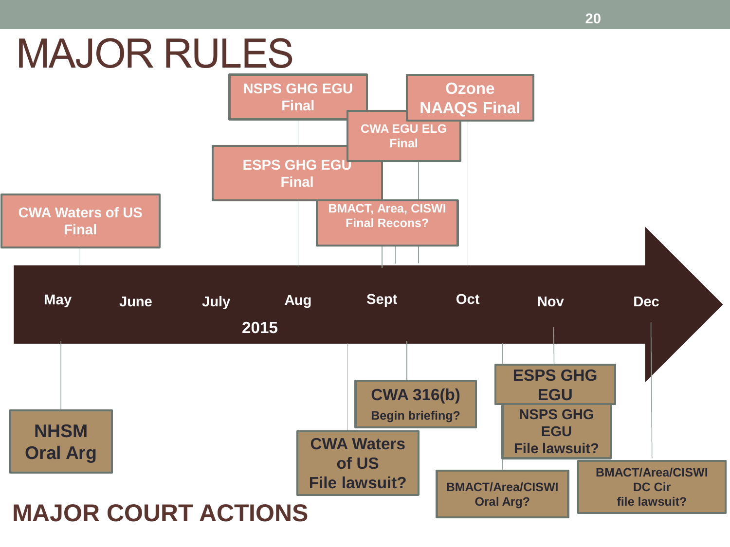# MAJOR RULES

**Timeline: 2015**

May | June | July | Aug | Sept | Oct | Nov | Dec

**Major Rules (above timeline):**

- May: CWA Waters of US Final
- Aug: NSPS GHG EGU Final
- Aug: ESPS GHG EGU Final
- Sept: BMACT, Area, CISWI Final Recons?
- Sept: CWA EGU ELG Final
- Oct: Ozone NAAQS Final

**Major Court Actions (below timeline):**

- May: NHSM Oral Arg
- Aug/Sept: CWA Waters of US File lawsuit?
- Sept: CWA 316(b) Begin briefing?
- Oct: BMACT/Area/CISWI Oral Arg?
- Nov: ESPS GHG EGU / NSPS GHG EGU File lawsuit?
- Dec: BMACT/Area/CISWI DC Cir file lawsuit?

## MAJOR COURT ACTIONS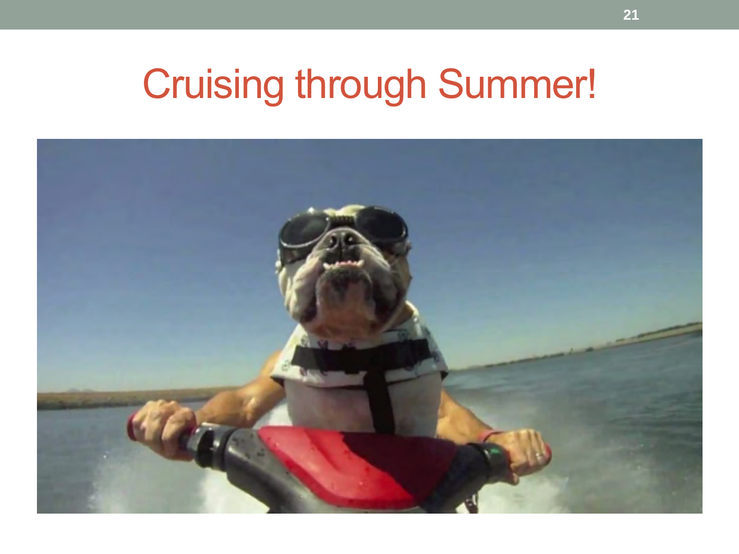# Cruising through Summer!